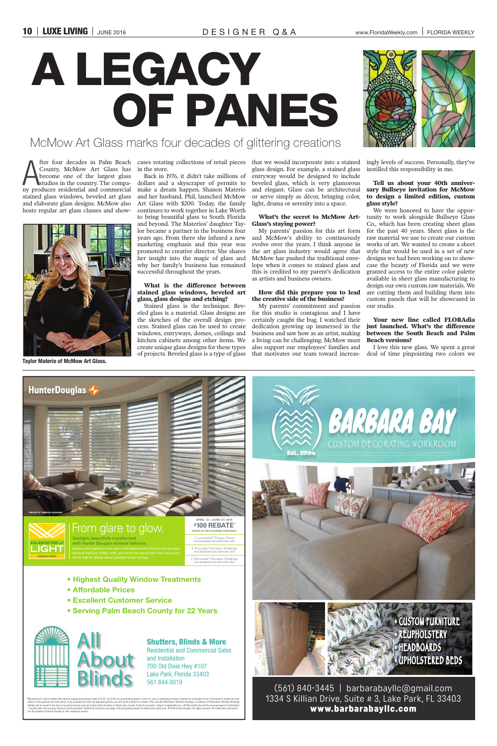# A LEGACY OF PANES

## McMow Art Glass marks four decades of glittering creations

After four decades in Palm Beach County, McMow Art Glass has become one of the largest glass studios in the country. The company produces residential and commercial stained glass windows, beveled art glass and elaborate glass designs. McMow also hosts regular art glass classes and showcases rotating collections of retail pieces in the store.

Back in 1976, it didn't take millions of dollars and a skyscraper of permits to make a dream happen. Shanon Materio and her husband, Phil, launched McMow Art Glass with $200. Today, the family continues to work together in Lake Worth to bring beautiful glass to South Florida and beyond. The Materios' daughter Taylor became a partner in the business four years ago. From there she infused a new marketing emphasis and this year was promoted to creative director. She shares her insight into the magic of glass and why her family's business has remained successful throughout the years.

Taylor Materio of McMow Art Glass.

**What is the difference between stained glass windows, beveled art glass, glass designs and etching?**

Stained glass is the technique. Beveled glass is a material. Glass designs are the sketches of the overall design process. Stained glass can be used to create windows, entryways, domes, ceilings and kitchen cabinets among other items. We create unique glass designs for these types of projects. Beveled glass is a type of glass that we would incorporate into a stained glass design. For example, a stained glass entryway would be designed to include beveled glass, which is very glamorous and elegant. Glass can be architectural or serve simply as décor, bringing color, light, drama or serenity into a space.

**What's the secret to McMow Art-Glass's staying power?**

My parents' passion for this art form and McMow's ability to continuously evolve over the years. I think anyone in the art glass industry would agree that McMow has pushed the traditional envelope when it comes to stained glass and this is credited to my parent's dedication as artists and business owners.

**How did this prepare you to lead the creative side of the business?**

My parents' commitment and passion for this studio is contagious and I have certainly caught the bug. I watched their dedication growing up immersed in the business and saw how as an artist, making a living can be challenging. McMow must also support our employees' families and that motivates our team toward increasingly levels of success. Personally, they've instilled this responsibility in me.

**Tell us about your 40th anniversary Bullseye invitation for McMow to design a limited edition, custom glass style?**

We were honored to have the opportunity to work alongside Bullseye Glass Co., which has been creating sheet glass for the past 40 years. Sheet glass is the raw material we use to create our custom works of art. We wanted to create a sheet style that would be used in a set of new designs we had been working on to showcase the beauty of Florida and we were granted access to the entire color palette available in sheet glass manufacturing to design our own custom raw materials. We are cutting them and building them into custom panels that will be showcased in our studio.

**Your new line called FLORADia just launched. What's the difference between the South Beach and Palm Beach versions?**

I love this new glass. We spent a great deal of time pinpointing two colors we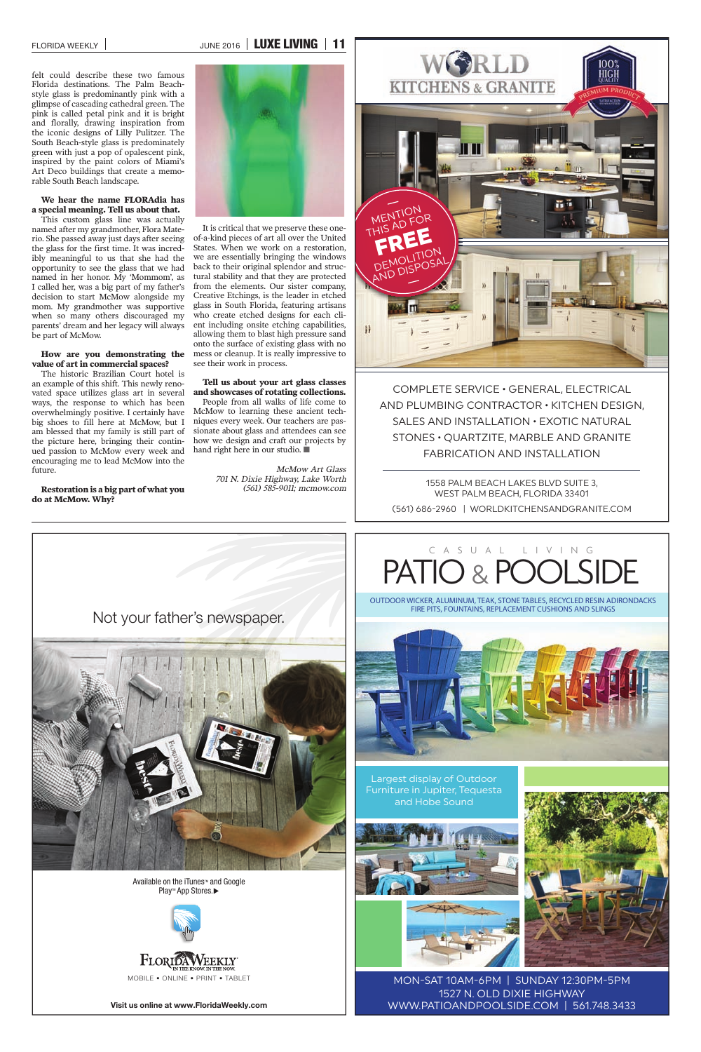felt could describe these two famous Florida destinations. The Palm Beach-style glass is predominantly pink with a glimpse of cascading cathedral green. The pink is called petal pink and it is bright and florally, drawing inspiration from the iconic designs of Lilly Pulitzer. The South Beach-style glass is predominately green with just a pop of opalescent pink, inspired by the paint colors of Miami's Art Deco buildings that create a memorable South Beach landscape.

**We hear the name FLORAdia has a special meaning. Tell us about that.**

This custom glass line was actually named after my grandmother, Flora Materio. She passed away just days after seeing the glass for the first time. It was incredibly meaningful to us that she had the opportunity to see the glass that we had named in her honor. My 'Mommom', as I called her, was a big part of my father's decision to start McMow alongside my mom. My grandmother was supportive when so many others discouraged my parents' dream and her legacy will always be part of McMow.

**How are you demonstrating the value of art in commercial spaces?**

The historic Brazilian Court hotel is an example of this shift. This newly renovated space utilizes glass art in several ways, the response to which has been overwhelmingly positive. I certainly have big shoes to fill here at McMow, but I am blessed that my family is still part of the picture here, bringing their continued passion to McMow every week and encouraging me to lead McMow into the future.

**Restoration is a big part of what you do at McMow. Why?**

It is critical that we preserve these one-of-a-kind pieces of art all over the United States. When we work on a restoration, we are essentially bringing the windows back to their original splendor and structural stability and that they are protected from the elements. Our sister company, Creative Etchings, is the leader in etched glass in South Florida, featuring artisans who create etched designs for each client including onsite etching capabilities, allowing them to blast high pressure sand onto the surface of existing glass with no mess or cleanup. It is really impressive to see their work in process.

**Tell us about your art glass classes and showcases of rotating collections.**

People from all walks of life come to McMow to learning these ancient techniques every week. Our teachers are passionate about glass and attendees can see how we design and craft our projects by hand right here in our studio. ■

*McMow Art Glass*
*701 N. Dixie Highway, Lake Worth*
*(561) 585-9011; mcmow.com*

WORLD KITCHENS & GRANITE

100% HIGH QUALITY PREMIUM PRODUCT

MENTION THIS AD FOR FREE DEMOLITION AND DISPOSAL

COMPLETE SERVICE • GENERAL, ELECTRICAL AND PLUMBING CONTRACTOR • KITCHEN DESIGN, SALES AND INSTALLATION • EXOTIC NATURAL STONES • QUARTZITE, MARBLE AND GRANITE FABRICATION AND INSTALLATION

1558 PALM BEACH LAKES BLVD SUITE 3, WEST PALM BEACH, FLORIDA 33401

(561) 686-2960 | WORLDKITCHENSANDGRANITE.COM

Not your father's newspaper.

Available on the iTunes℠ and Google Play℠ App Stores.▶

FLORIDA WEEKLY — IN THE KNOW. IN THE NOW.

MOBILE • ONLINE • PRINT • TABLET

Visit us online at www.FloridaWeekly.com

CASUAL LIVING

PATIO & POOLSIDE

OUTDOOR WICKER, ALUMINUM, TEAK, STONE TABLES, RECYCLED RESIN ADIRONDACKS FIRE PITS, FOUNTAINS, REPLACEMENT CUSHIONS AND SLINGS

Largest display of Outdoor Furniture in Jupiter, Tequesta and Hobe Sound

MON-SAT 10AM-6PM | SUNDAY 12:30PM-5PM
1527 N. OLD DIXIE HIGHWAY
WWW.PATIOANDPOOLSIDE.COM | 561.748.3433